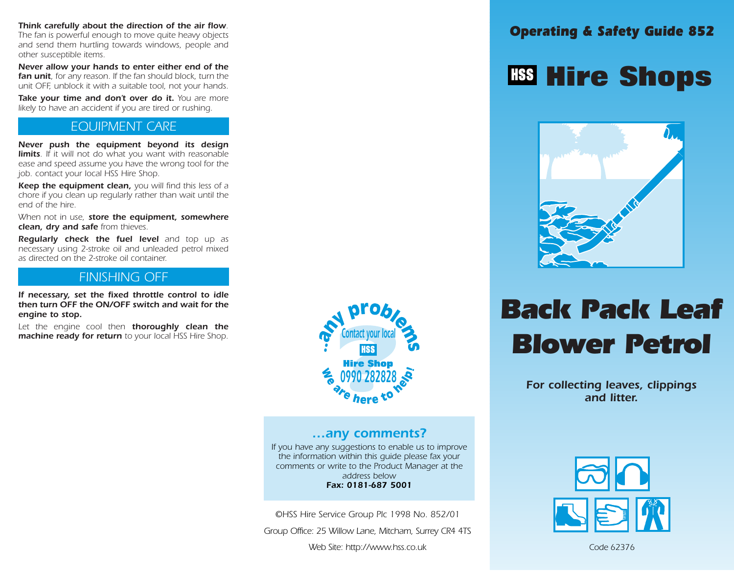***Think carefully about the direction of the air flow***. The fan is powerful enough to move quite heavy objects and send them hurtling towards windows, people and other susceptible items.

***Never allow your hands to enter either end of the fan unit***, for any reason. If the fan should block, turn the unit OFF, unblock it with a suitable tool, not your hands.

***Take your time and don't over do it.*** You are more likely to have an accident if you are tired or rushing.

## EQUIPMENT CARE

***Never push the equipment beyond its design limits***. If it will not do what you want with reasonable ease and speed assume you have the wrong tool for the job. contact your local HSS Hire Shop.

***Keep the equipment clean,*** you will find this less of a chore if you clean up regularly rather than wait until the end of the hire.

When not in use, ***store the equipment, somewhere clean, dry and safe*** from thieves.

***Regularly check the fuel level*** and top up as necessary using 2-stroke oil and unleaded petrol mixed as directed on the 2-stroke oil container.

## FINISHING OFF

***If necessary, set the fixed throttle control to idle then turn OFF the ON/OFF switch and wait for the engine to stop.***

Let the engine cool then ***thoroughly clean the machine ready for return*** to your local HSS Hire Shop.

...any problems

Contact your local HSS Hire Shop 0990 282828

we are here to help!

## ...any comments?

*If you have any suggestions to enable us to improve the information within this guide please fax your comments or write to the Product Manager at the address below*

***Fax: 0181-687 5001***

©HSS Hire Service Group Plc 1998 No. 852/01

Group Office: 25 Willow Lane, Mitcham, Surrey CR4 4TS

Web Site: http://www.hss.co.uk

**Operating & Safety Guide 852**

**HSS Hire Shops**

# Back Pack Leaf Blower Petrol

***For collecting leaves, clippings and litter.***

Code 62376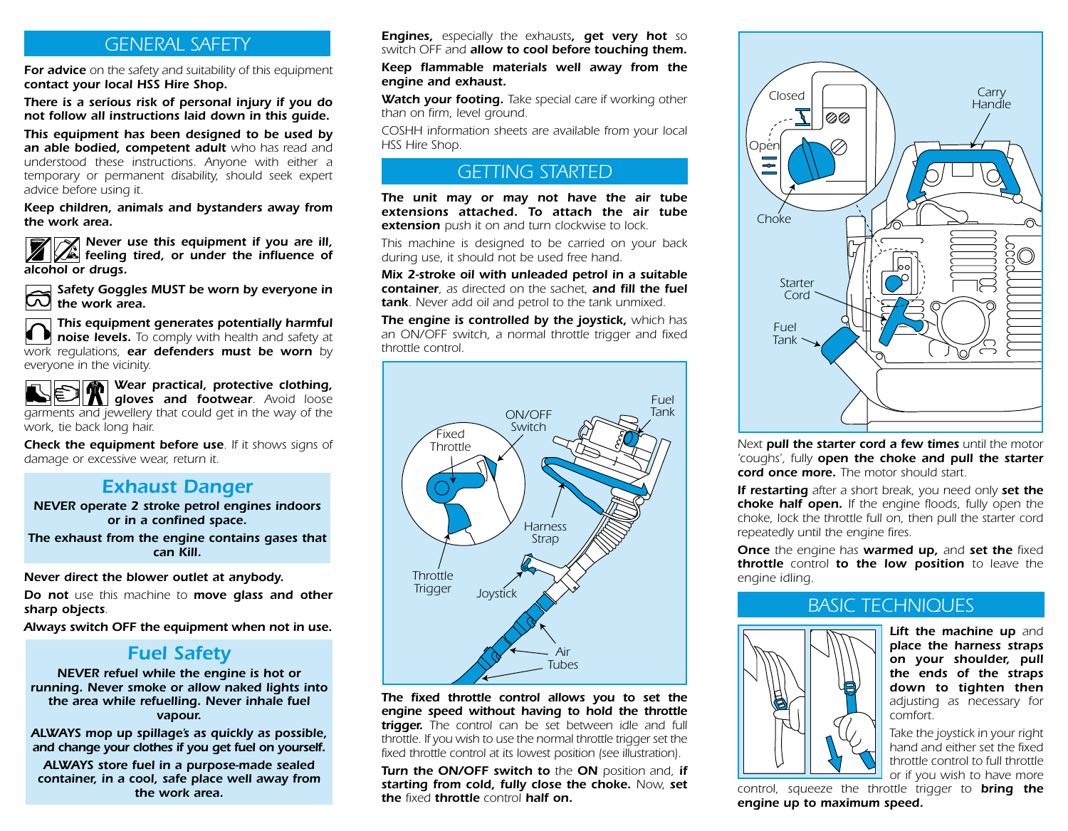## GENERAL SAFETY

**For advice** on the safety and suitability of this equipment **contact your local HSS Hire Shop.**

**There is a serious risk of personal injury if you do not follow all instructions laid down in this guide.**

**This equipment has been designed to be used by an able bodied, competent adult** who has read and understood these instructions. Anyone with either a temporary or permanent disability, should seek expert advice before using it.

**Keep children, animals and bystanders away from the work area.**

**Never use this equipment if you are ill, feeling tired, or under the influence of alcohol or drugs.**

**Safety Goggles MUST be worn by everyone in the work area.**

**This equipment generates potentially harmful noise levels.** To comply with health and safety at work regulations, **ear defenders must be worn** by everyone in the vicinity.

**Wear practical, protective clothing, gloves and footwear**. Avoid loose garments and jewellery that could get in the way of the work, tie back long hair.

**Check the equipment before use**. If it shows signs of damage or excessive wear, return it.

### Exhaust Danger

**NEVER operate 2 stroke petrol engines indoors or in a confined space.**

**The exhaust from the engine contains gases that can Kill.**

**Never direct the blower outlet at anybody.**

**Do not** use this machine to **move glass and other sharp objects**.

**Always switch OFF the equipment when not in use.**

### Fuel Safety

**NEVER refuel while the engine is hot or running. Never smoke or allow naked lights into the area while refuelling. Never inhale fuel vapour.**

**ALWAYS mop up spillage's as quickly as possible, and change your clothes if you get fuel on yourself.**

**ALWAYS store fuel in a purpose-made sealed container, in a cool, safe place well away from the work area.**

**Engines,** especially the exhausts**, get very hot** so switch OFF and **allow to cool before touching them.**

**Keep flammable materials well away from the engine and exhaust.**

**Watch your footing.** Take special care if working other than on firm, level ground.

COSHH information sheets are available from your local HSS Hire Shop.

## GETTING STARTED

**The unit may or may not have the air tube extensions attached. To attach the air tube extension** push it on and turn clockwise to lock.

This machine is designed to be carried on your back during use, it should not be used free hand.

**Mix 2-stroke oil with unleaded petrol in a suitable container**, as directed on the sachet, **and fill the fuel tank**. Never add oil and petrol to the tank unmixed.

**The engine is controlled by the joystick,** which has an ON/OFF switch, a normal throttle trigger and fixed throttle control.

Fixed Throttle
ON/OFF Switch
Fuel Tank
Harness Strap
Throttle Trigger
Joystick
Air Tubes

**The fixed throttle control allows you to set the engine speed without having to hold the throttle trigger.** The control can be set between idle and full throttle. If you wish to use the normal throttle trigger set the fixed throttle control at its lowest position (see illustration).

**Turn the ON/OFF switch to** the **ON** position and, **if starting from cold, fully close the choke.** Now, **set the** fixed **throttle** control **half on.**

Closed
Open
Choke
Carry Handle
Starter Cord
Fuel Tank

Next **pull the starter cord a few times** until the motor 'coughs', fully **open the choke and pull the starter cord once more.** The motor should start.

**If restarting** after a short break, you need only **set the choke half open.** If the engine floods, fully open the choke, lock the throttle full on, then pull the starter cord repeatedly until the engine fires.

**Once** the engine has **warmed up,** and **set the** fixed **throttle** control **to the low position** to leave the engine idling.

## BASIC TECHNIQUES

**Lift the machine up** and **place the harness straps on your shoulder, pull the ends of the straps down to tighten then** adjusting as necessary for comfort.

Take the joystick in your right hand and either set the fixed throttle control to full throttle or if you wish to have more control, squeeze the throttle trigger to **bring the engine up to maximum speed.**